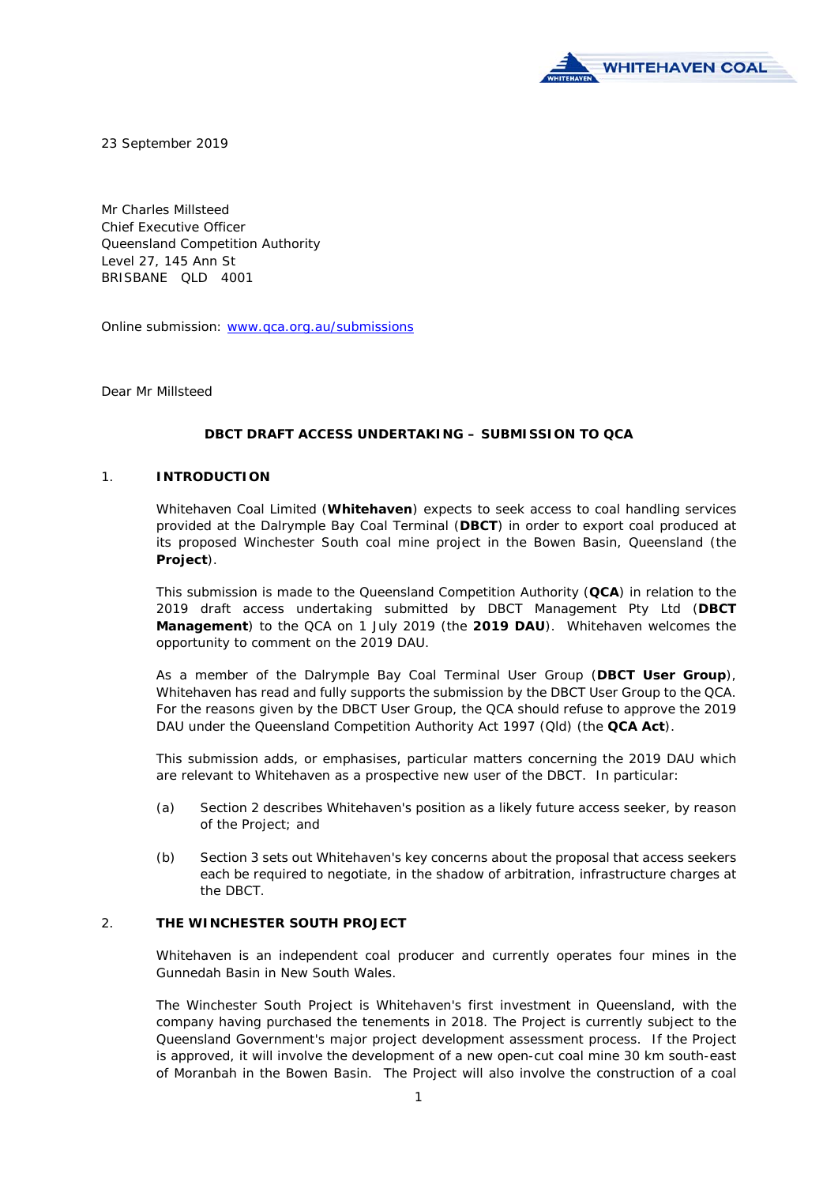23 September 2019

Mr Charles Millsteed
Chief Executive Officer
Queensland Competition Authority
Level 27, 145 Ann St
BRISBANE QLD 4001

Online submission: www.qca.org.au/submissions

Dear Mr Millsteed

**DBCT DRAFT ACCESS UNDERTAKING – SUBMISSION TO QCA**

## 1. INTRODUCTION

Whitehaven Coal Limited (**Whitehaven**) expects to seek access to coal handling services provided at the Dalrymple Bay Coal Terminal (**DBCT**) in order to export coal produced at its proposed Winchester South coal mine project in the Bowen Basin, Queensland (the **Project**).

This submission is made to the Queensland Competition Authority (**QCA**) in relation to the 2019 draft access undertaking submitted by DBCT Management Pty Ltd (**DBCT Management**) to the QCA on 1 July 2019 (the **2019 DAU**). Whitehaven welcomes the opportunity to comment on the 2019 DAU.

As a member of the Dalrymple Bay Coal Terminal User Group (**DBCT User Group**), Whitehaven has read and fully supports the submission by the DBCT User Group to the QCA. For the reasons given by the DBCT User Group, the QCA should refuse to approve the 2019 DAU under the Queensland Competition Authority Act 1997 (Qld) (the **QCA Act**).

This submission adds, or emphasises, particular matters concerning the 2019 DAU which are relevant to Whitehaven as a prospective new user of the DBCT. In particular:

(a) Section 2 describes Whitehaven's position as a likely future access seeker, by reason of the Project; and

(b) Section 3 sets out Whitehaven's key concerns about the proposal that access seekers each be required to negotiate, in the shadow of arbitration, infrastructure charges at the DBCT.

## 2. THE WINCHESTER SOUTH PROJECT

Whitehaven is an independent coal producer and currently operates four mines in the Gunnedah Basin in New South Wales.

The Winchester South Project is Whitehaven's first investment in Queensland, with the company having purchased the tenements in 2018. The Project is currently subject to the Queensland Government's major project development assessment process. If the Project is approved, it will involve the development of a new open-cut coal mine 30 km south-east of Moranbah in the Bowen Basin. The Project will also involve the construction of a coal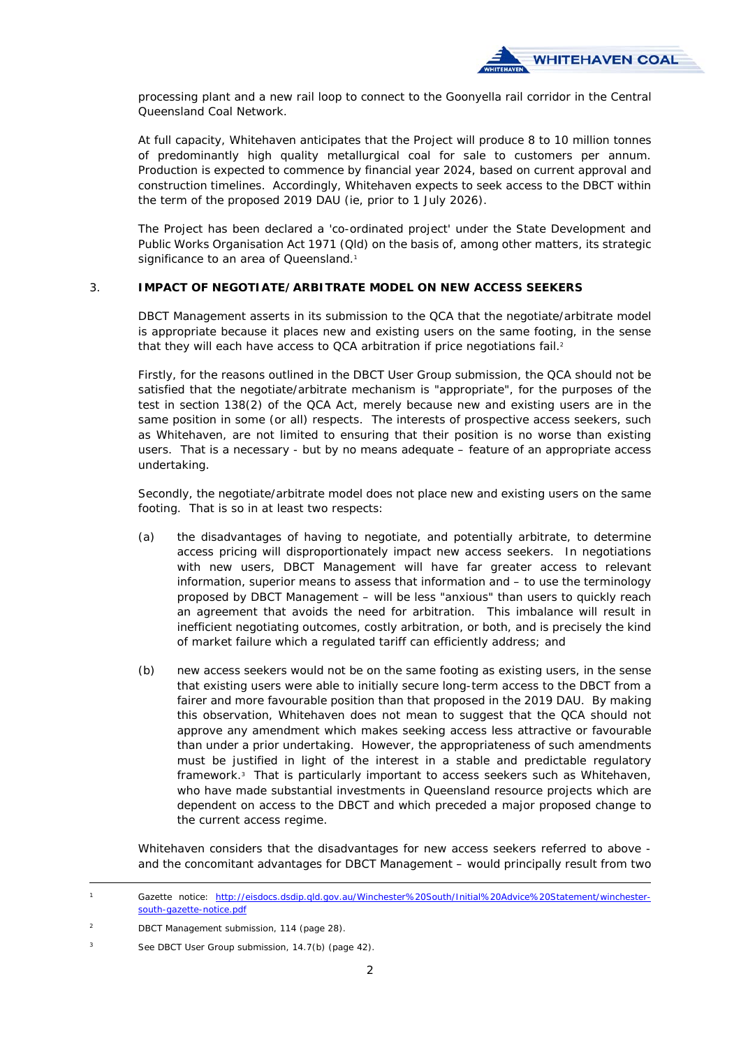processing plant and a new rail loop to connect to the Goonyella rail corridor in the Central Queensland Coal Network.

At full capacity, Whitehaven anticipates that the Project will produce 8 to 10 million tonnes of predominantly high quality metallurgical coal for sale to customers per annum. Production is expected to commence by financial year 2024, based on current approval and construction timelines. Accordingly, Whitehaven expects to seek access to the DBCT within the term of the proposed 2019 DAU (ie, prior to 1 July 2026).

The Project has been declared a 'co-ordinated project' under the State Development and Public Works Organisation Act 1971 (Qld) on the basis of, among other matters, its strategic significance to an area of Queensland.[1]

## 3. IMPACT OF NEGOTIATE/ARBITRATE MODEL ON NEW ACCESS SEEKERS

DBCT Management asserts in its submission to the QCA that the negotiate/arbitrate model is appropriate because it places new and existing users on the same footing, in the sense that they will each have access to QCA arbitration if price negotiations fail.[2]

Firstly, for the reasons outlined in the DBCT User Group submission, the QCA should not be satisfied that the negotiate/arbitrate mechanism is "appropriate", for the purposes of the test in section 138(2) of the QCA Act, merely because new and existing users are in the same position in some (or all) respects. The interests of prospective access seekers, such as Whitehaven, are not limited to ensuring that their position is no worse than existing users. That is a necessary - but by no means adequate – feature of an appropriate access undertaking.

Secondly, the negotiate/arbitrate model does not place new and existing users on the same footing. That is so in at least two respects:

(a) the disadvantages of having to negotiate, and potentially arbitrate, to determine access pricing will disproportionately impact new access seekers. In negotiations with new users, DBCT Management will have far greater access to relevant information, superior means to assess that information and – to use the terminology proposed by DBCT Management – will be less "anxious" than users to quickly reach an agreement that avoids the need for arbitration. This imbalance will result in inefficient negotiating outcomes, costly arbitration, or both, and is precisely the kind of market failure which a regulated tariff can efficiently address; and

(b) new access seekers would not be on the same footing as existing users, in the sense that existing users were able to initially secure long-term access to the DBCT from a fairer and more favourable position than that proposed in the 2019 DAU. By making this observation, Whitehaven does not mean to suggest that the QCA should not approve any amendment which makes seeking access less attractive or favourable than under a prior undertaking. However, the appropriateness of such amendments must be justified in light of the interest in a stable and predictable regulatory framework.[3] That is particularly important to access seekers such as Whitehaven, who have made substantial investments in Queensland resource projects which are dependent on access to the DBCT and which preceded a major proposed change to the current access regime.

Whitehaven considers that the disadvantages for new access seekers referred to above - and the concomitant advantages for DBCT Management – would principally result from two

---

[1] Gazette notice: http://eisdocs.dsdip.qld.gov.au/Winchester%20South/Initial%20Advice%20Statement/winchester-south-gazette-notice.pdf

[2] DBCT Management submission, 114 (page 28).

[3] See DBCT User Group submission, 14.7(b) (page 42).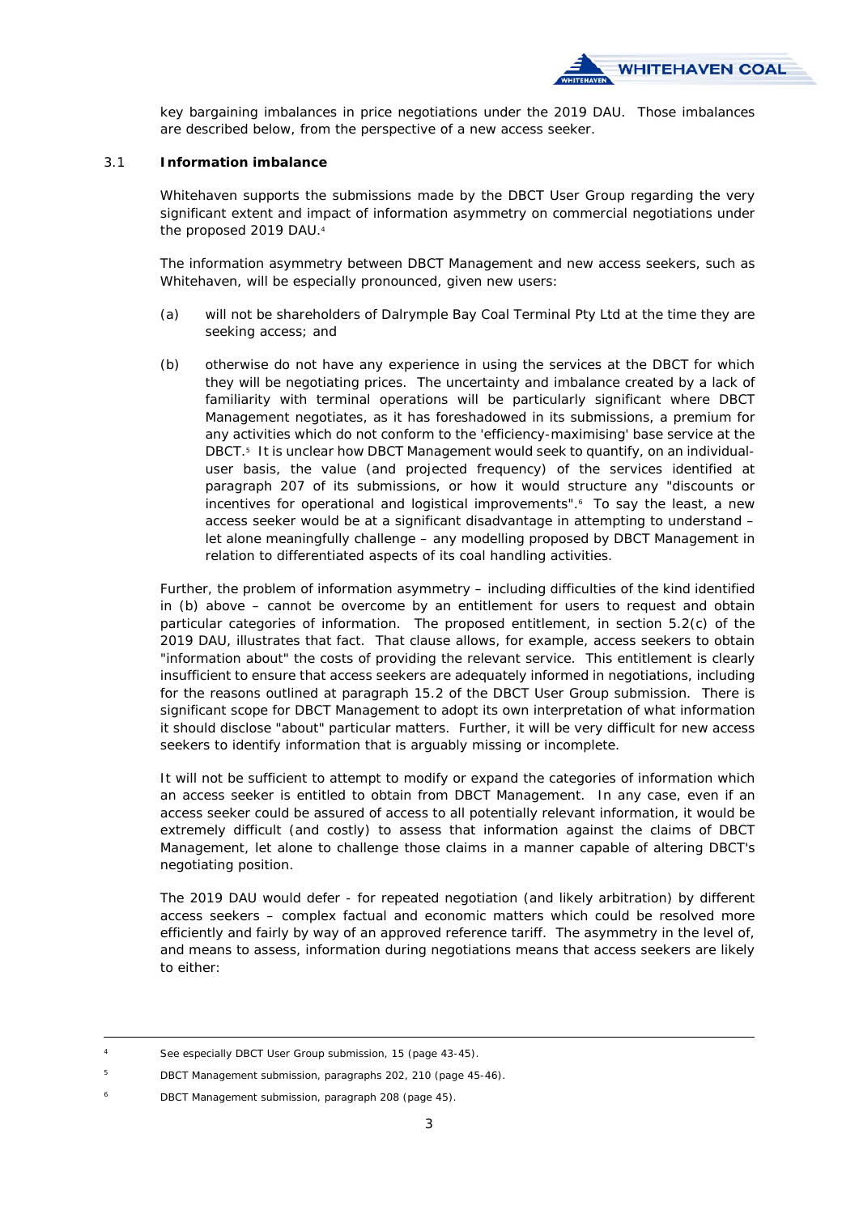key bargaining imbalances in price negotiations under the 2019 DAU. Those imbalances are described below, from the perspective of a new access seeker.

### 3.1 **Information imbalance**

Whitehaven supports the submissions made by the DBCT User Group regarding the very significant extent and impact of information asymmetry on commercial negotiations under the proposed 2019 DAU.[4]

The information asymmetry between DBCT Management and new access seekers, such as Whitehaven, will be especially pronounced, given new users:

(a) will not be shareholders of Dalrymple Bay Coal Terminal Pty Ltd at the time they are seeking access; and

(b) otherwise do not have any experience in using the services at the DBCT for which they will be negotiating prices. The uncertainty and imbalance created by a lack of familiarity with terminal operations will be particularly significant where DBCT Management negotiates, as it has foreshadowed in its submissions, a premium for any activities which do not conform to the 'efficiency-maximising' base service at the DBCT.[5] It is unclear how DBCT Management would seek to quantify, on an individual-user basis, the value (and projected frequency) of the services identified at paragraph 207 of its submissions, or how it would structure any "discounts or incentives for operational and logistical improvements".[6] To say the least, a new access seeker would be at a significant disadvantage in attempting to understand – let alone meaningfully challenge – any modelling proposed by DBCT Management in relation to differentiated aspects of its coal handling activities.

Further, the problem of information asymmetry – including difficulties of the kind identified in (b) above – cannot be overcome by an entitlement for users to request and obtain particular categories of information. The proposed entitlement, in section 5.2(c) of the 2019 DAU, illustrates that fact. That clause allows, for example, access seekers to obtain "information about" the costs of providing the relevant service. This entitlement is clearly insufficient to ensure that access seekers are adequately informed in negotiations, including for the reasons outlined at paragraph 15.2 of the DBCT User Group submission. There is significant scope for DBCT Management to adopt its own interpretation of what information it should disclose "about" particular matters. Further, it will be very difficult for new access seekers to identify information that is arguably missing or incomplete.

It will not be sufficient to attempt to modify or expand the categories of information which an access seeker is entitled to obtain from DBCT Management. In any case, even if an access seeker could be assured of access to all potentially relevant information, it would be extremely difficult (and costly) to assess that information against the claims of DBCT Management, let alone to challenge those claims in a manner capable of altering DBCT's negotiating position.

The 2019 DAU would defer - for repeated negotiation (and likely arbitration) by different access seekers – complex factual and economic matters which could be resolved more efficiently and fairly by way of an approved reference tariff. The asymmetry in the level of, and means to assess, information during negotiations means that access seekers are likely to either:

---

[4] See especially DBCT User Group submission, 15 (page 43-45).

[5] DBCT Management submission, paragraphs 202, 210 (page 45-46).

[6] DBCT Management submission, paragraph 208 (page 45).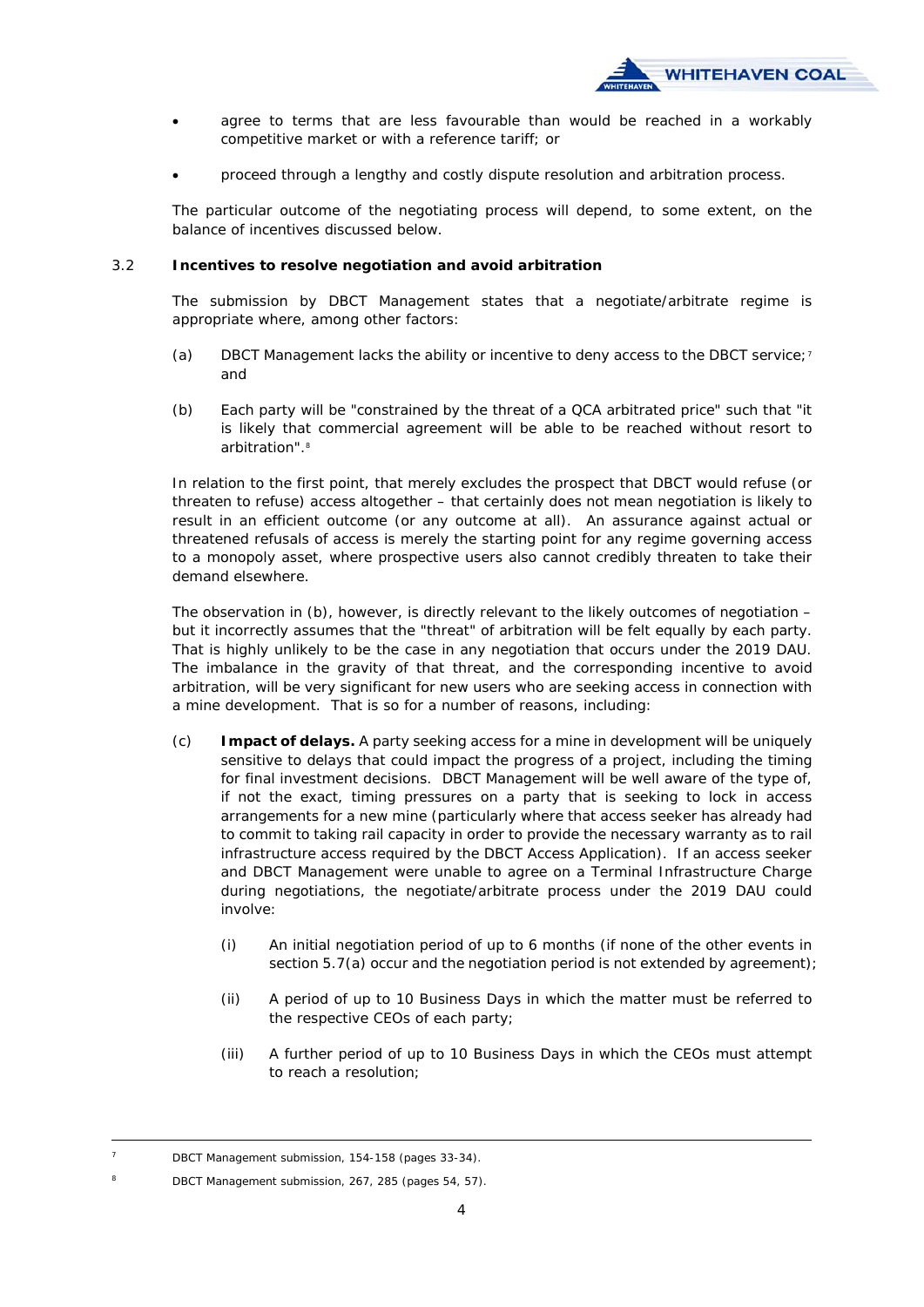- agree to terms that are less favourable than would be reached in a workably competitive market or with a reference tariff; or
- proceed through a lengthy and costly dispute resolution and arbitration process.

The particular outcome of the negotiating process will depend, to some extent, on the balance of incentives discussed below.

### 3.2 Incentives to resolve negotiation and avoid arbitration

The submission by DBCT Management states that a negotiate/arbitrate regime is appropriate where, among other factors:

(a) DBCT Management lacks the ability or incentive to deny access to the DBCT service;[7] and

(b) Each party will be "constrained by the threat of a QCA arbitrated price" such that "it is likely that commercial agreement will be able to be reached without resort to arbitration".[8]

In relation to the first point, that merely excludes the prospect that DBCT would refuse (or threaten to refuse) access altogether – that certainly does not mean negotiation is likely to result in an efficient outcome (or any outcome at all). An assurance against actual or threatened refusals of access is merely the starting point for any regime governing access to a monopoly asset, where prospective users also cannot credibly threaten to take their demand elsewhere.

The observation in (b), however, is directly relevant to the likely outcomes of negotiation – but it incorrectly assumes that the "threat" of arbitration will be felt equally by each party. That is highly unlikely to be the case in any negotiation that occurs under the 2019 DAU. The imbalance in the gravity of that threat, and the corresponding incentive to avoid arbitration, will be very significant for new users who are seeking access in connection with a mine development. That is so for a number of reasons, including:

(c) **Impact of delays.** A party seeking access for a mine in development will be uniquely sensitive to delays that could impact the progress of a project, including the timing for final investment decisions. DBCT Management will be well aware of the type of, if not the exact, timing pressures on a party that is seeking to lock in access arrangements for a new mine (particularly where that access seeker has already had to commit to taking rail capacity in order to provide the necessary warranty as to rail infrastructure access required by the DBCT Access Application). If an access seeker and DBCT Management were unable to agree on a Terminal Infrastructure Charge during negotiations, the negotiate/arbitrate process under the 2019 DAU could involve:

   (i) An initial negotiation period of up to 6 months (if none of the other events in section 5.7(a) occur and the negotiation period is not extended by agreement);

   (ii) A period of up to 10 Business Days in which the matter must be referred to the respective CEOs of each party;

   (iii) A further period of up to 10 Business Days in which the CEOs must attempt to reach a resolution;

---

[7] DBCT Management submission, 154-158 (pages 33-34).

[8] DBCT Management submission, 267, 285 (pages 54, 57).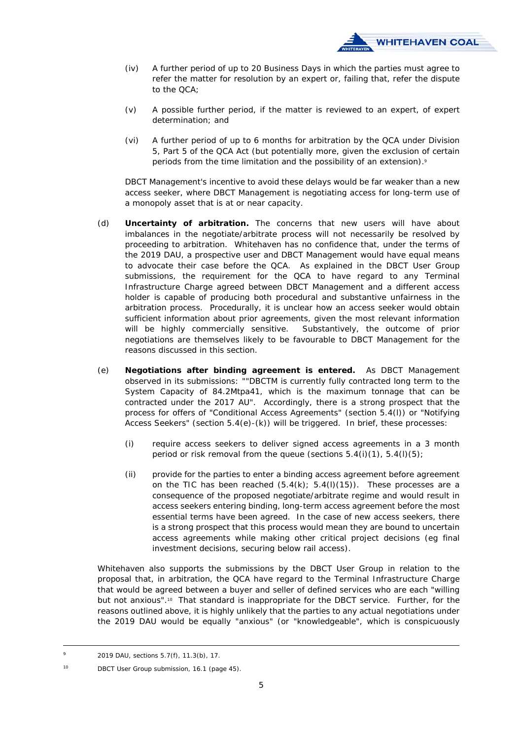(iv) A further period of up to 20 Business Days in which the parties must agree to refer the matter for resolution by an expert or, failing that, refer the dispute to the QCA;

(v) A possible further period, if the matter is reviewed to an expert, of expert determination; and

(vi) A further period of up to 6 months for arbitration by the QCA under Division 5, Part 5 of the QCA Act (but potentially more, given the exclusion of certain periods from the time limitation and the possibility of an extension).[9]

DBCT Management's incentive to avoid these delays would be far weaker than a new access seeker, where DBCT Management is negotiating access for long-term use of a monopoly asset that is at or near capacity.

(d) **Uncertainty of arbitration.** The concerns that new users will have about imbalances in the negotiate/arbitrate process will not necessarily be resolved by proceeding to arbitration. Whitehaven has no confidence that, under the terms of the 2019 DAU, a prospective user and DBCT Management would have equal means to advocate their case before the QCA. As explained in the DBCT User Group submissions, the requirement for the QCA to have regard to any Terminal Infrastructure Charge agreed between DBCT Management and a different access holder is capable of producing both procedural and substantive unfairness in the arbitration process. Procedurally, it is unclear how an access seeker would obtain sufficient information about prior agreements, given the most relevant information will be highly commercially sensitive. Substantively, the outcome of prior negotiations are themselves likely to be favourable to DBCT Management for the reasons discussed in this section.

(e) **Negotiations after binding agreement is entered.** As DBCT Management observed in its submissions: ""DBCTM is currently fully contracted long term to the System Capacity of 84.2Mtpa41, which is the maximum tonnage that can be contracted under the 2017 AU". Accordingly, there is a strong prospect that the process for offers of "Conditional Access Agreements" (section 5.4(l)) or "Notifying Access Seekers" (section 5.4(e)-(k)) will be triggered. In brief, these processes:

(i) require access seekers to deliver signed access agreements in a 3 month period or risk removal from the queue (sections 5.4(i)(1), 5.4(l)(5);

(ii) provide for the parties to enter a binding access agreement before agreement on the TIC has been reached (5.4(k); 5.4(l)(15)). These processes are a consequence of the proposed negotiate/arbitrate regime and would result in access seekers entering binding, long-term access agreement before the most essential terms have been agreed. In the case of new access seekers, there is a strong prospect that this process would mean they are bound to uncertain access agreements while making other critical project decisions (eg final investment decisions, securing below rail access).

Whitehaven also supports the submissions by the DBCT User Group in relation to the proposal that, in arbitration, the QCA have regard to the Terminal Infrastructure Charge that would be agreed between a buyer and seller of defined services who are each "willing but not anxious".[10] That standard is inappropriate for the DBCT service. Further, for the reasons outlined above, it is highly unlikely that the parties to any actual negotiations under the 2019 DAU would be equally "anxious" (or "knowledgeable", which is conspicuously

---

[9] 2019 DAU, sections 5.7(f), 11.3(b), 17.

[10] DBCT User Group submission, 16.1 (page 45).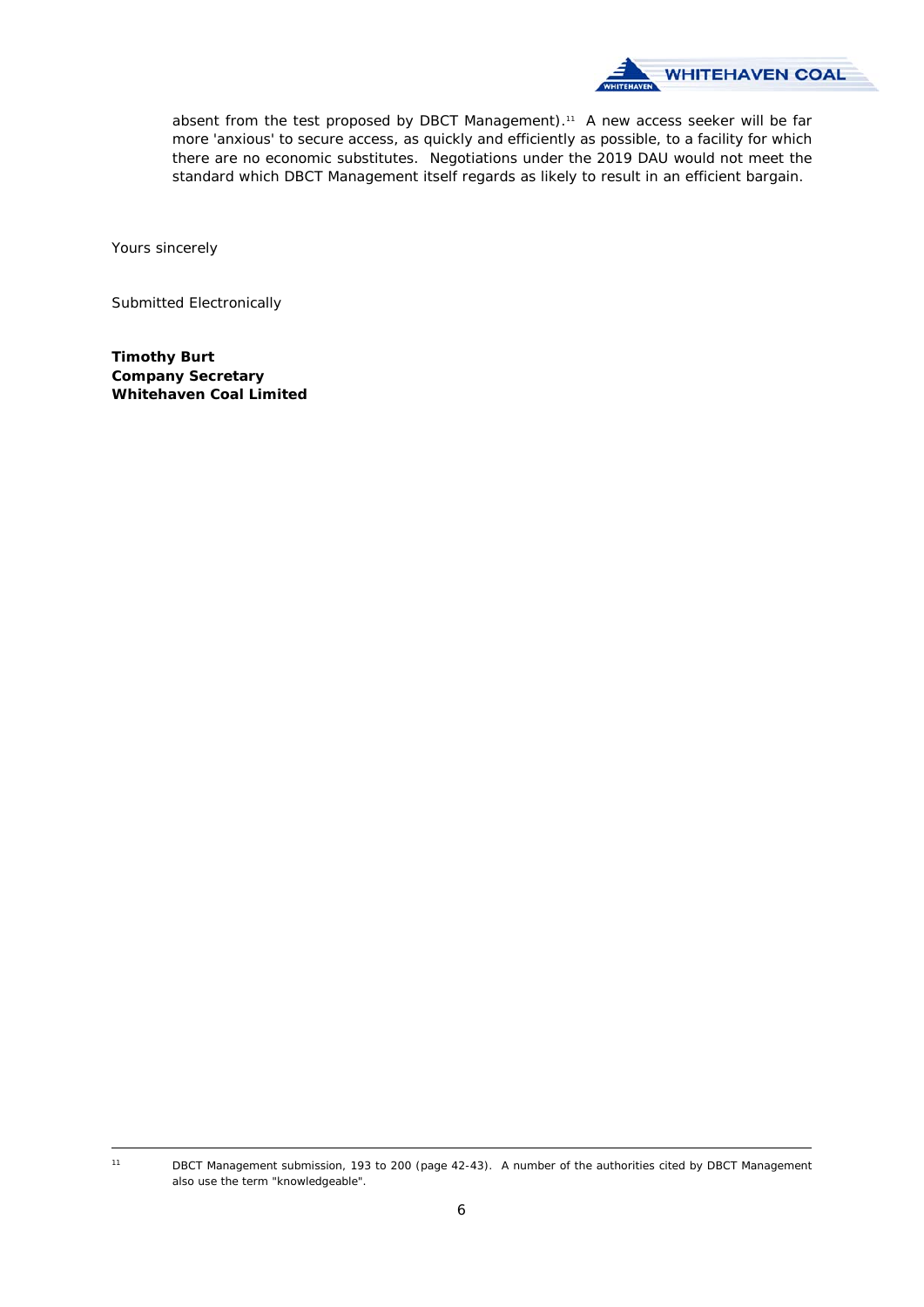absent from the test proposed by DBCT Management).[11] A new access seeker will be far more 'anxious' to secure access, as quickly and efficiently as possible, to a facility for which there are no economic substitutes. Negotiations under the 2019 DAU would not meet the standard which DBCT Management itself regards as likely to result in an efficient bargain.

Yours sincerely

Submitted Electronically

**Timothy Burt**
**Company Secretary**
**Whitehaven Coal Limited**

---

[11] DBCT Management submission, 193 to 200 (page 42-43). A number of the authorities cited by DBCT Management also use the term "knowledgeable".